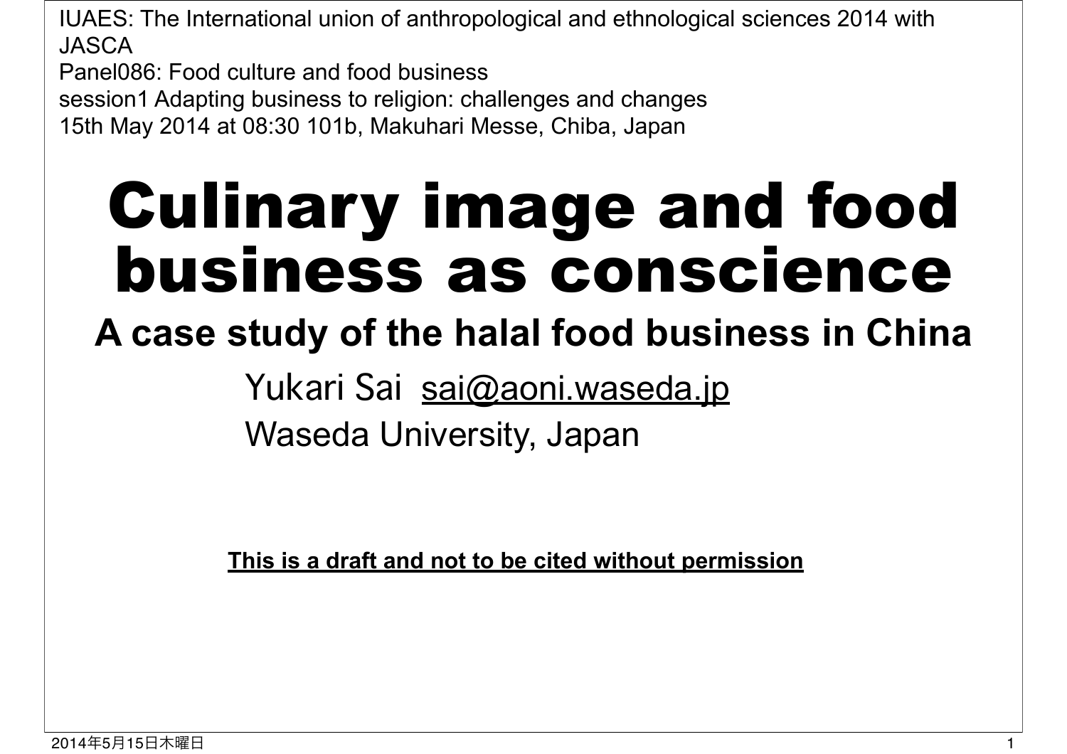IUAES: The International union of anthropological and ethnological sciences 2014 with JASCA
Panel086: Food culture and food business
session1 Adapting business to religion: challenges and changes
15th May 2014 at 08:30 101b, Makuhari Messe, Chiba, Japan

# Culinary image and food business as conscience

## A case study of the halal food business in China

Yukari Sai sai@aoni.waseda.jp
Waseda University, Japan

**This is a draft and not to be cited without permission**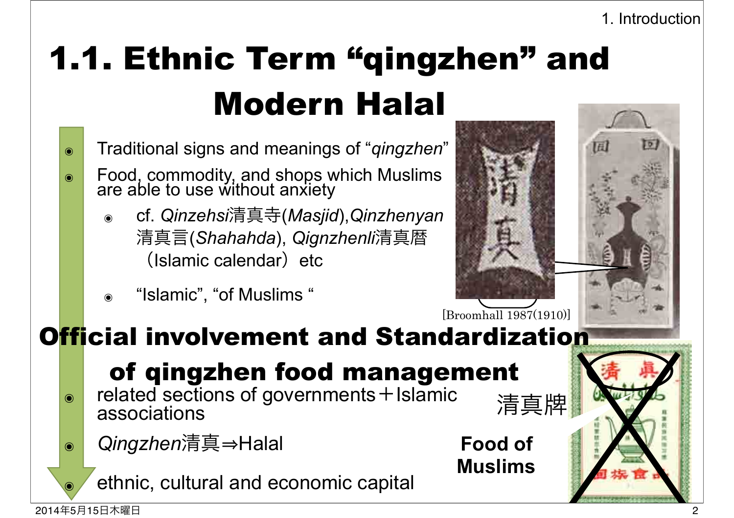# 1.1. Ethnic Term "qingzhen" and Modern Halal

- Traditional signs and meanings of "*qingzhen*"
- Food, commodity, and shops which Muslims are able to use without anxiety
  - cf. *Qinzehsi*清真寺(*Masjid*),*Qinzhenyan*清真言(*Shahahda*), *Qignzhenli*清真曆（Islamic calendar）etc
  - "Islamic", "of Muslims "

[Broomhall 1987(1910)]

## Official involvement and Standardization of qingzhen food management

- related sections of governments＋Islamic associations
- *Qingzhen*清真⇒Halal
- ethnic, cultural and economic capital

清真牌

**Food of Muslims**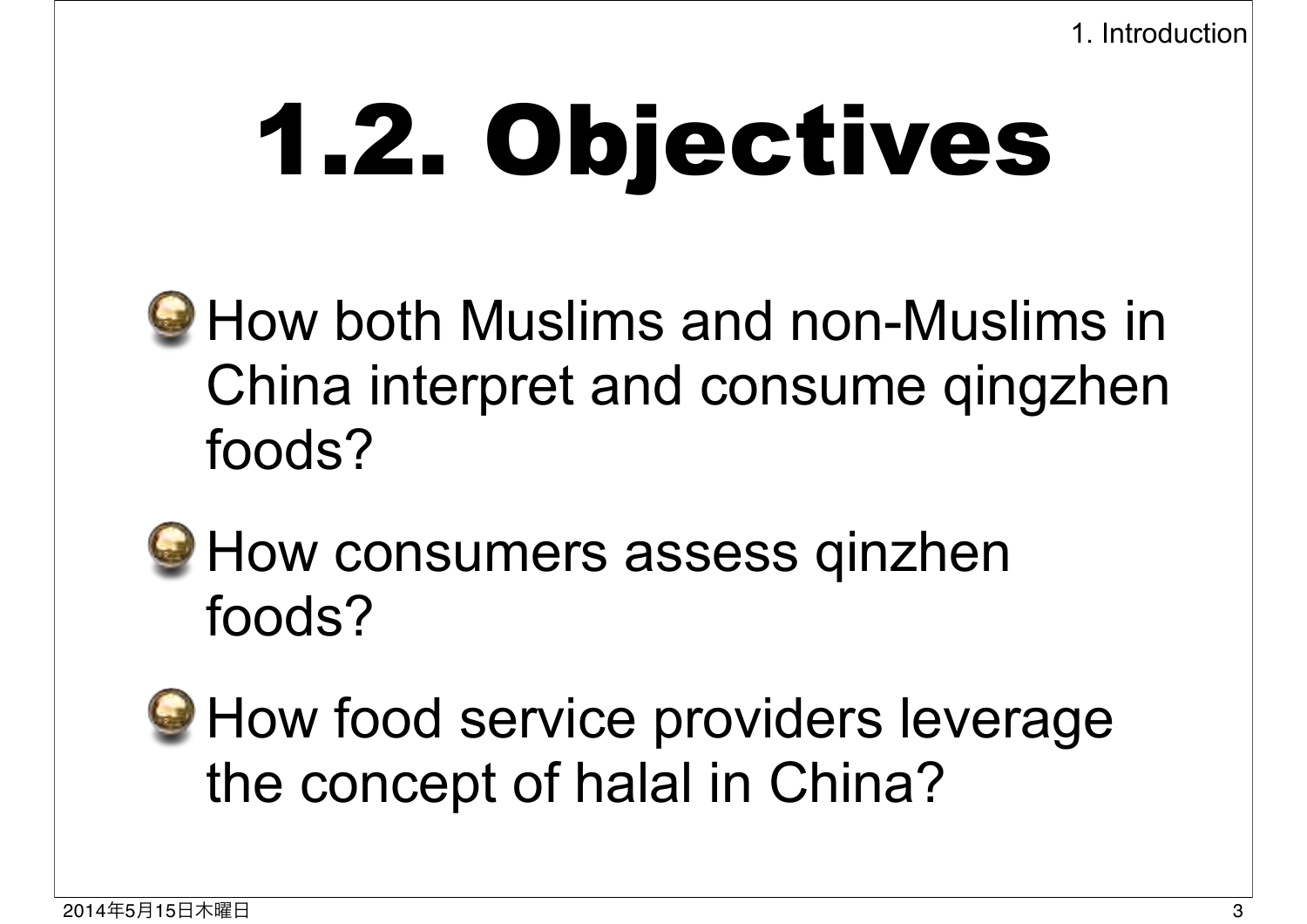# 1.2. Objectives

- How both Muslims and non-Muslims in China interpret and consume qingzhen foods?
- How consumers assess qinzhen foods?
- How food service providers leverage the concept of halal in China?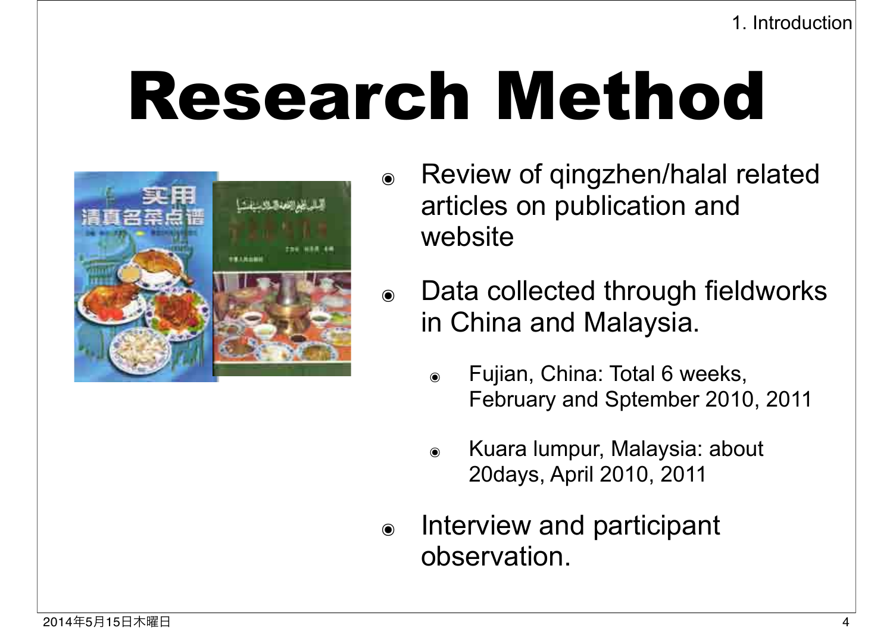# Research Method

- Review of qingzhen/halal related articles on publication and website
- Data collected through fieldworks in China and Malaysia.
  - Fujian, China: Total 6 weeks, February and Sptember 2010, 2011
  - Kuara lumpur, Malaysia: about 20days, April 2010, 2011
- Interview and participant observation.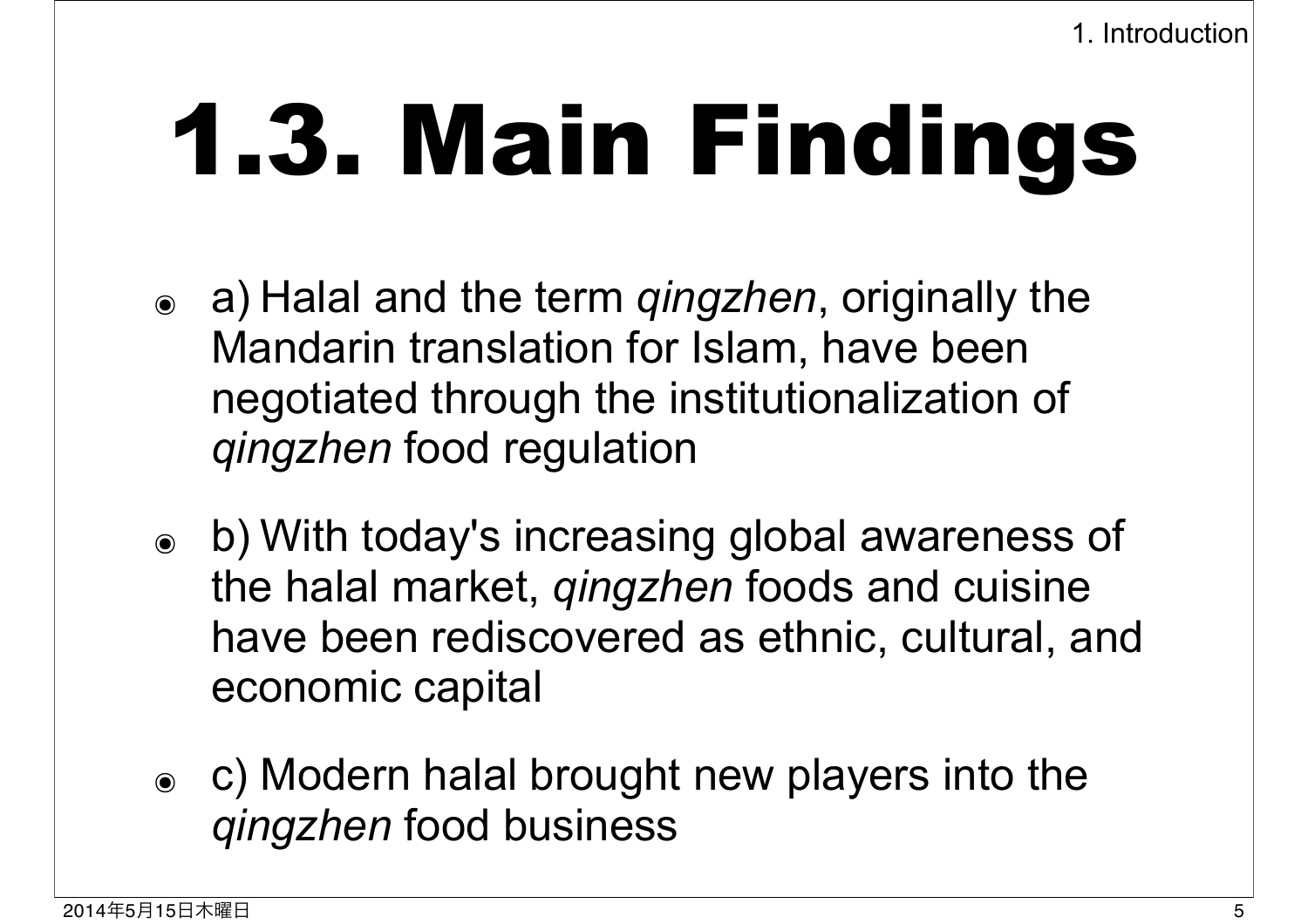# 1.3. Main Findings

- a) Halal and the term *qingzhen*, originally the Mandarin translation for Islam, have been negotiated through the institutionalization of *qingzhen* food regulation
- b) With today's increasing global awareness of the halal market, *qingzhen* foods and cuisine have been rediscovered as ethnic, cultural, and economic capital
- c) Modern halal brought new players into the *qingzhen* food business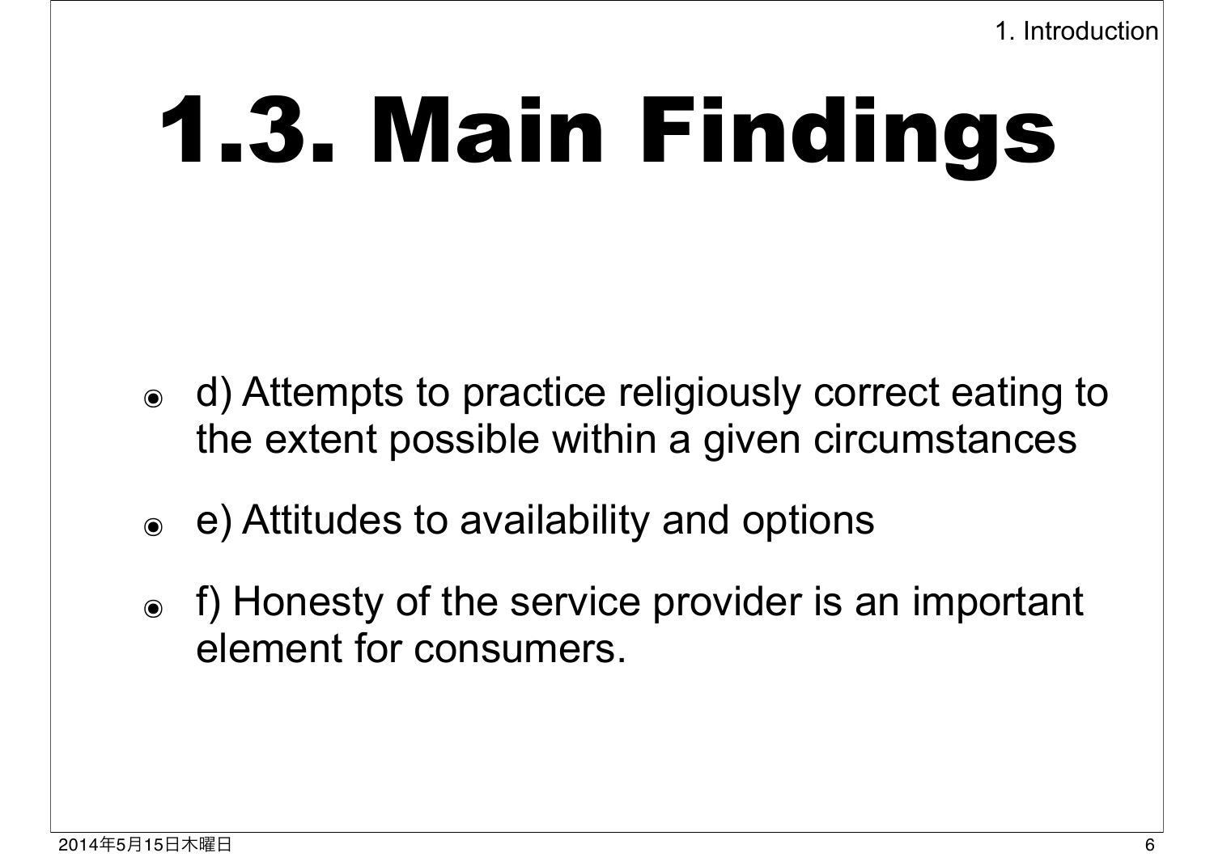# 1.3. Main Findings

- d) Attempts to practice religiously correct eating to the extent possible within a given circumstances
- e) Attitudes to availability and options
- f) Honesty of the service provider is an important element for consumers.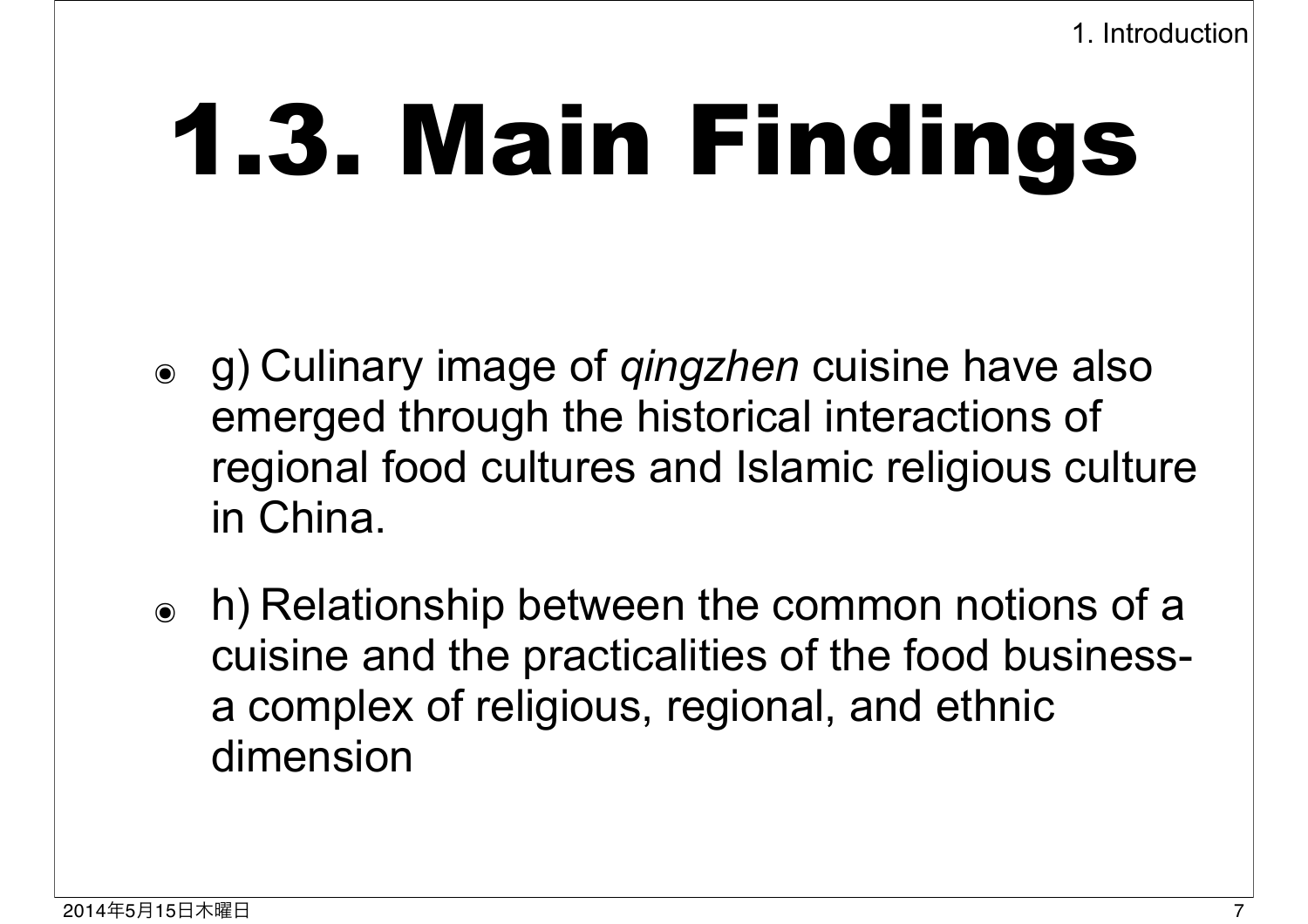# 1.3. Main Findings

- g) Culinary image of *qingzhen* cuisine have also emerged through the historical interactions of regional food cultures and Islamic religious culture in China.
- h) Relationship between the common notions of a cuisine and the practicalities of the food business- a complex of religious, regional, and ethnic dimension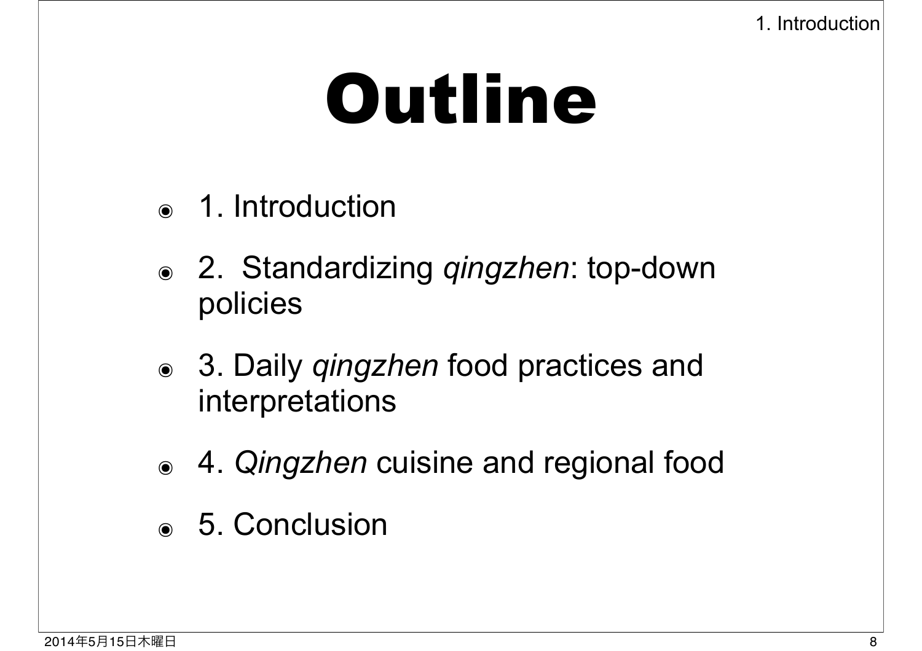# Outline

- 1. Introduction
- 2. Standardizing *qingzhen*: top-down policies
- 3. Daily *qingzhen* food practices and interpretations
- 4. *Qingzhen* cuisine and regional food
- 5. Conclusion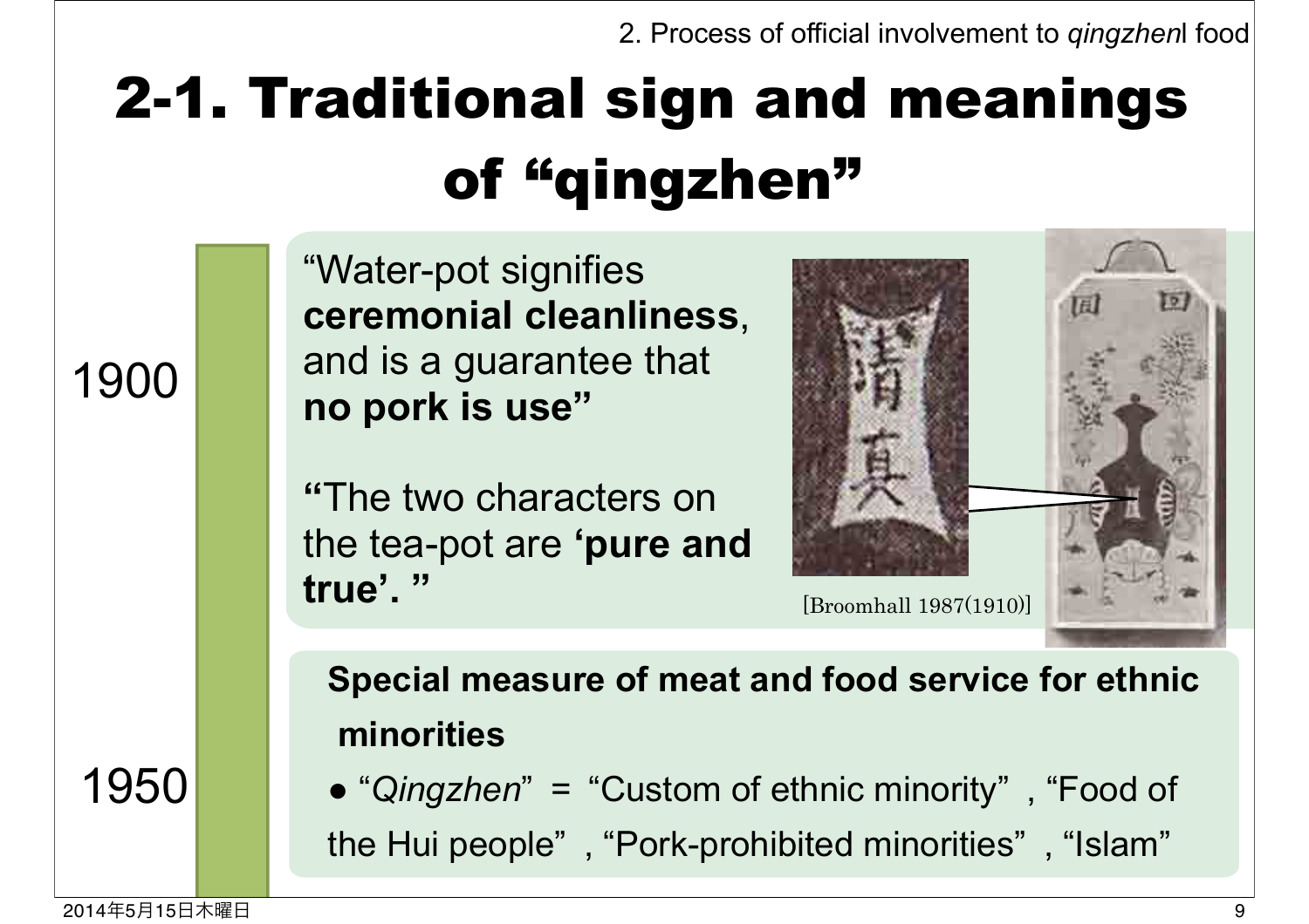# 2-1. Traditional sign and meanings of "qingzhen"

1900

"Water-pot signifies **ceremonial cleanliness**, and is a guarantee that **no pork is use"**

**"**The two characters on the tea-pot are **'pure and true'. "**

[Broomhall 1987(1910)]

1950

**Special measure of meat and food service for ethnic minorities**

- "*Qingzhen*" = "Custom of ethnic minority", "Food of the Hui people", "Pork-prohibited minorities", "Islam"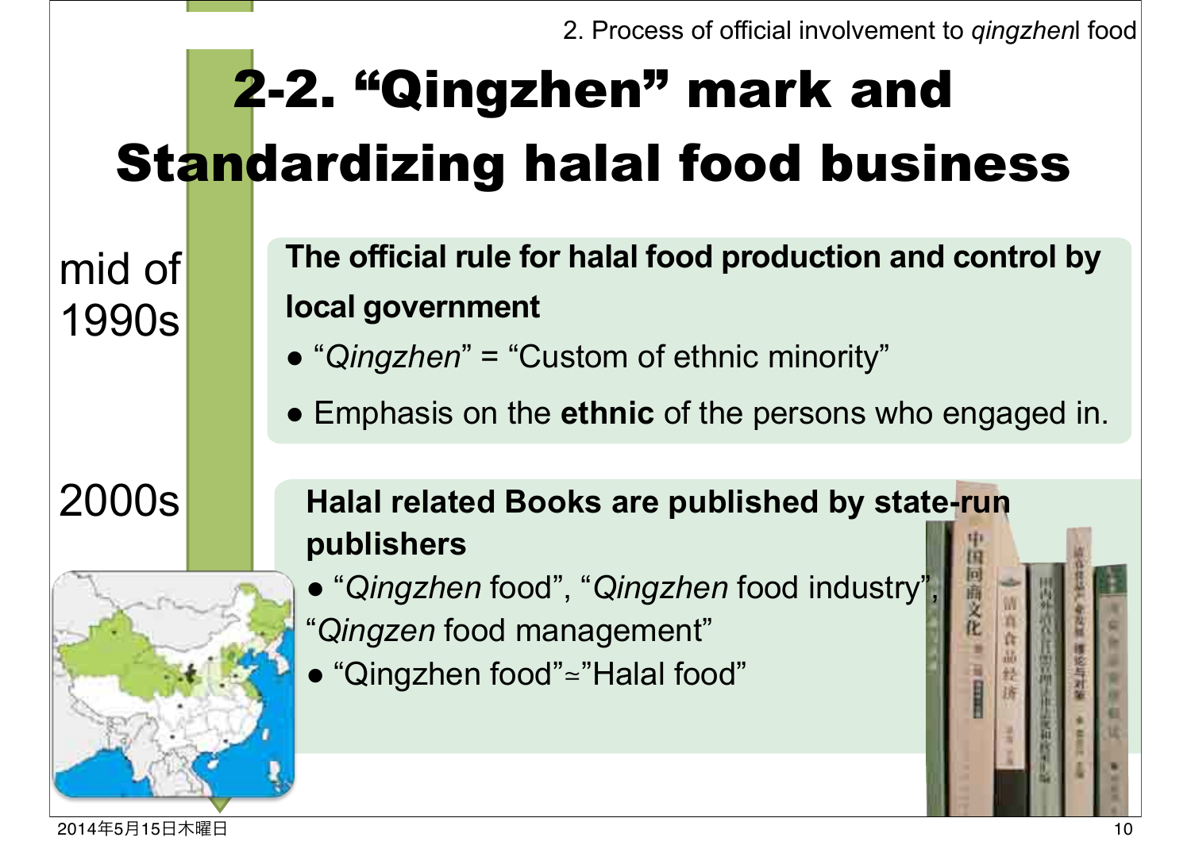# 2-2. “Qingzhen” mark and Standardizing halal food business

mid of 1990s

**The official rule for halal food production and control by local government**

- “*Qingzhen*” = “Custom of ethnic minority”
- Emphasis on the **ethnic** of the persons who engaged in.

2000s

**Halal related Books are published by state-run publishers**

- “*Qingzhen* food”, “*Qingzhen* food industry”, “*Qingzen* food management”
- “Qingzhen food”≃”Halal food”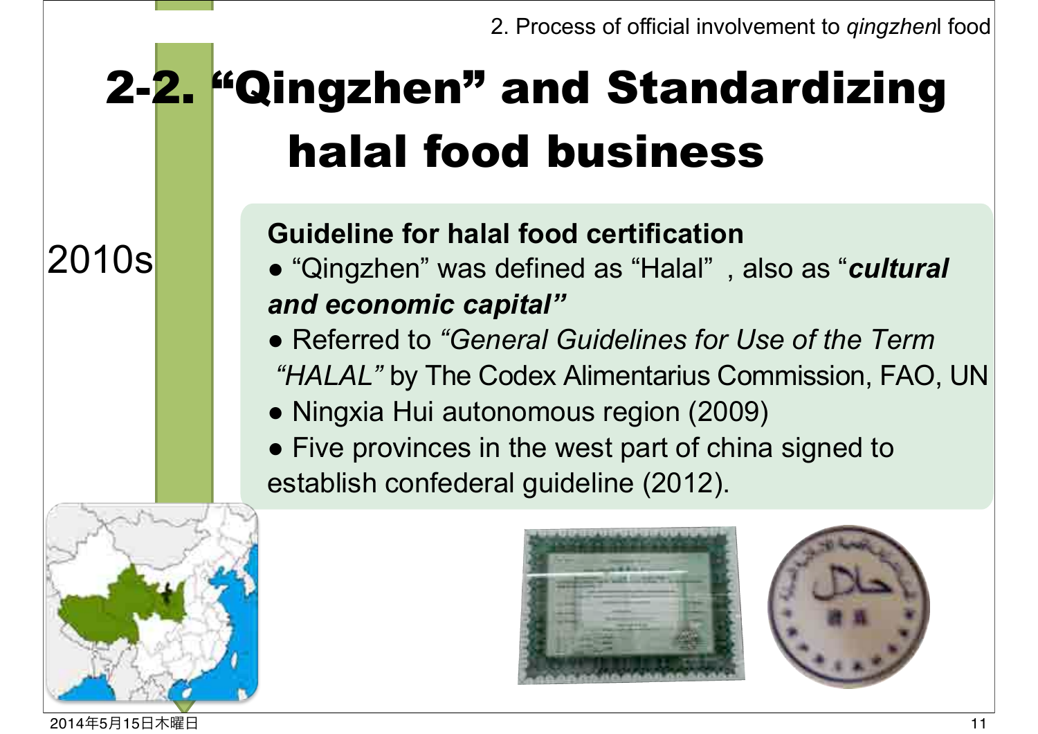# 2-2. "Qingzhen" and Standardizing halal food business

2010s

**Guideline for halal food certification**

- "Qingzhen" was defined as "Halal" , also as "***cultural and economic capital"***
- Referred to *"General Guidelines for Use of the Term "HALAL"* by The Codex Alimentarius Commission, FAO, UN
- Ningxia Hui autonomous region (2009)
- Five provinces in the west part of china signed to establish confederal guideline (2012).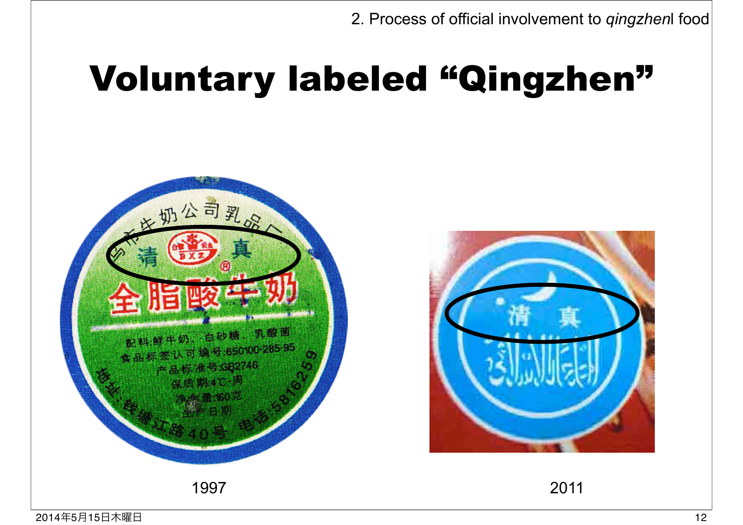# Voluntary labeled "Qingzhen"

1997

2011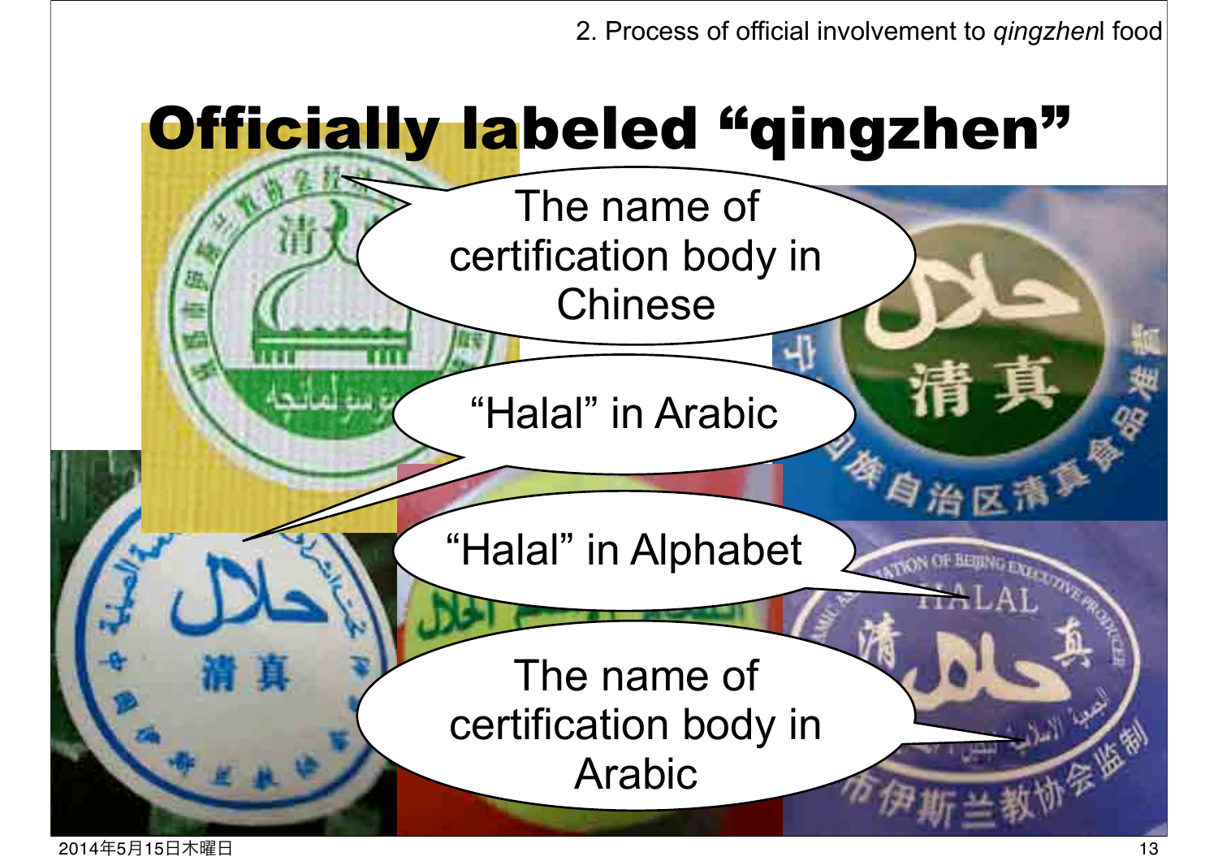# Officially labeled "qingzhen"

The name of certification body in Chinese

"Halal" in Arabic

"Halal" in Alphabet

The name of certification body in Arabic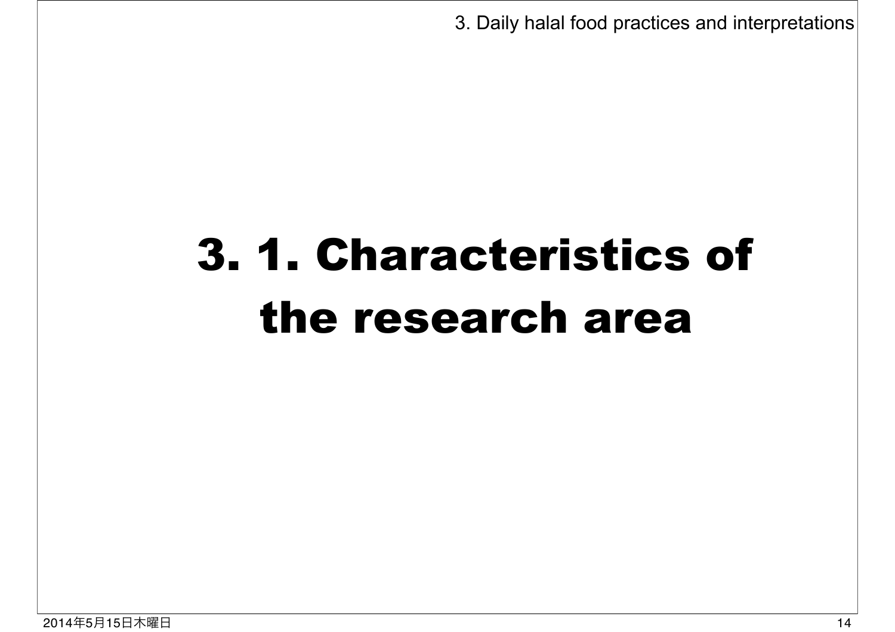# 3. 1. Characteristics of the research area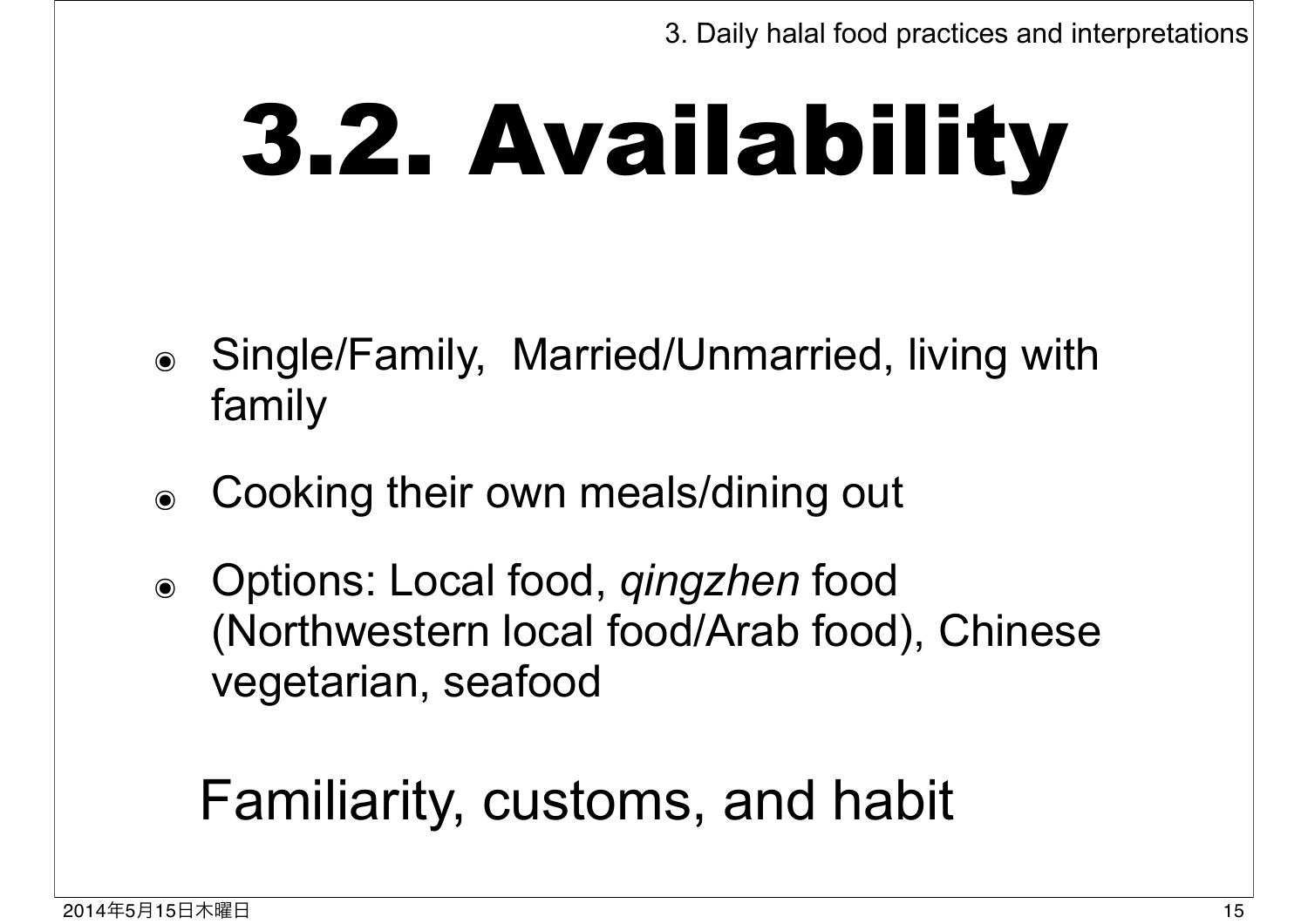# 3.2. Availability

- Single/Family, Married/Unmarried, living with family
- Cooking their own meals/dining out
- Options: Local food, *qingzhen* food (Northwestern local food/Arab food), Chinese vegetarian, seafood

Familiarity, customs, and habit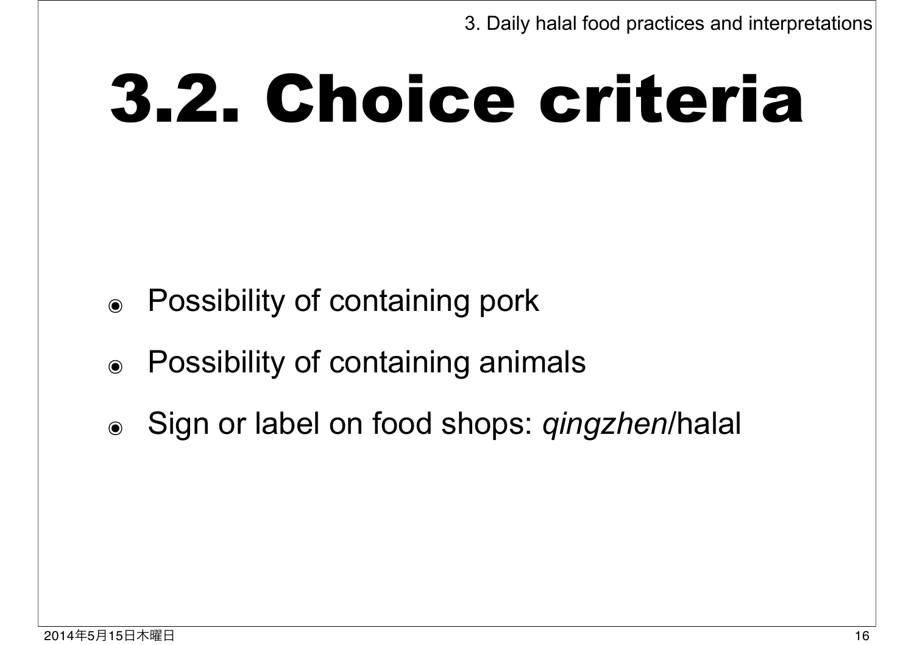# 3.2. Choice criteria

- Possibility of containing pork
- Possibility of containing animals
- Sign or label on food shops: *qingzhen*/halal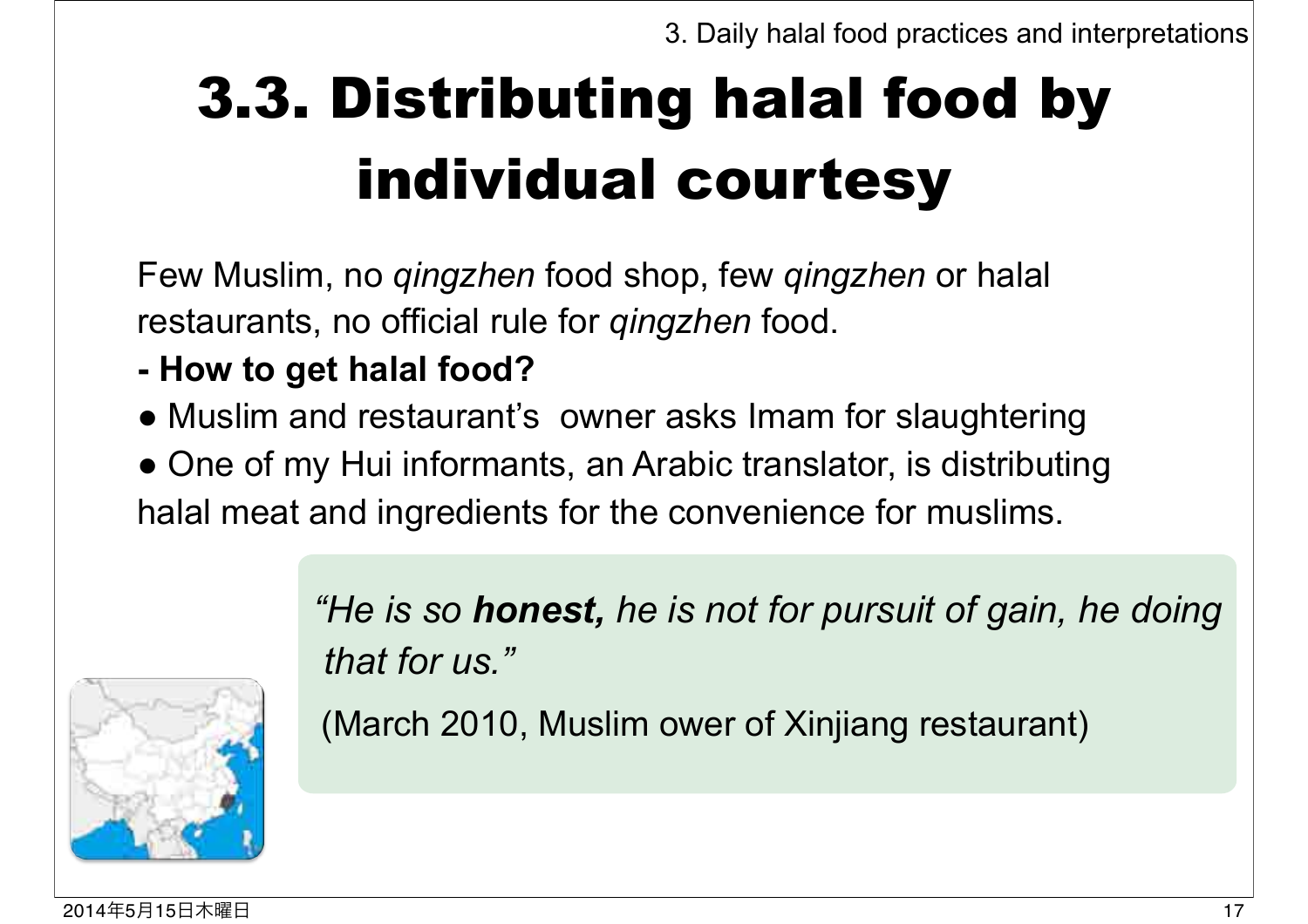# 3.3. Distributing halal food by individual courtesy

Few Muslim, no *qingzhen* food shop, few *qingzhen* or halal restaurants, no official rule for *qingzhen* food.

**- How to get halal food?**

● Muslim and restaurant's owner asks Imam for slaughtering

● One of my Hui informants, an Arabic translator, is distributing halal meat and ingredients for the convenience for muslims.

> *"He is so* ***honest,*** *he is not for pursuit of gain, he doing that for us."*
>
> (March 2010, Muslim ower of Xinjiang restaurant)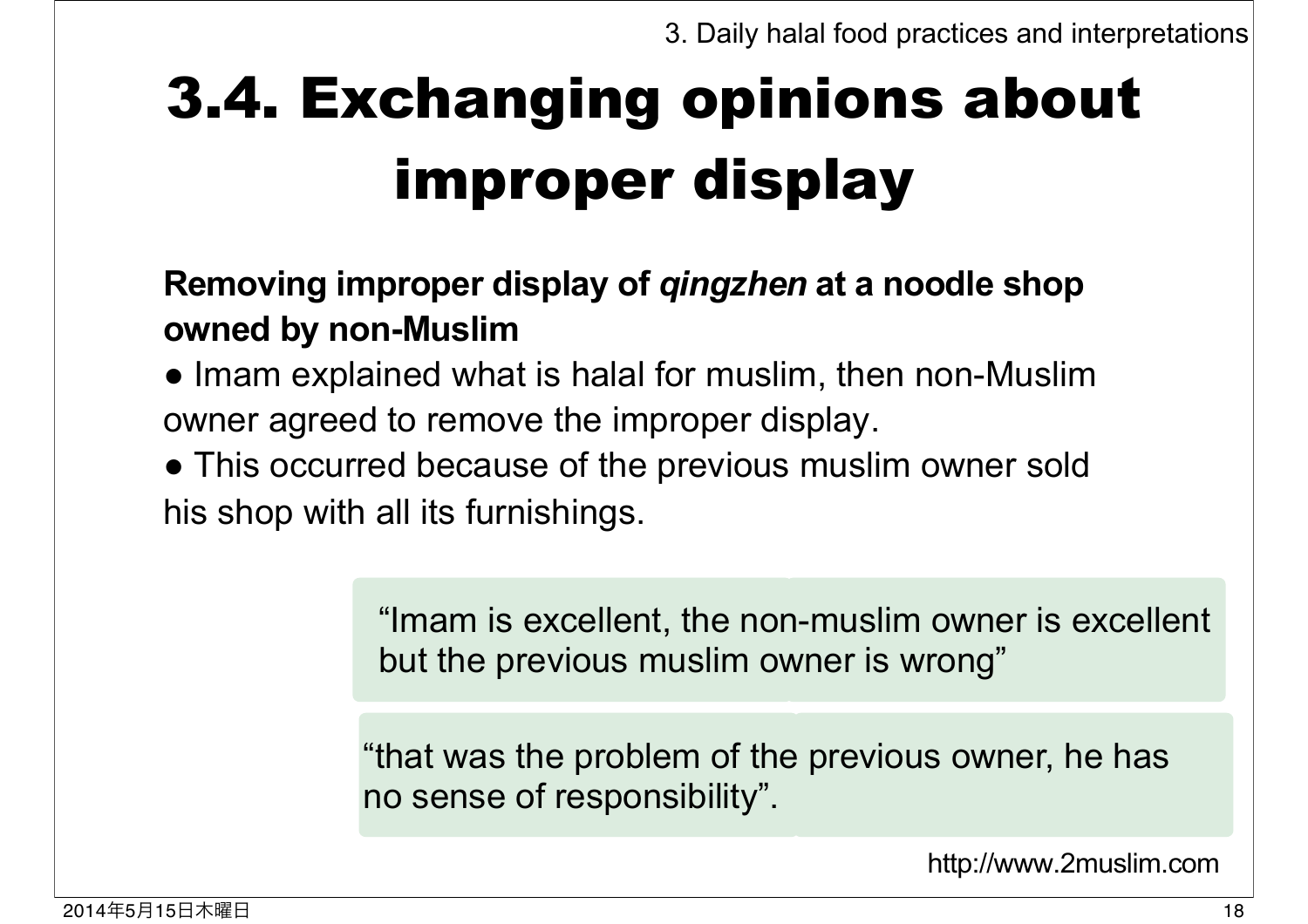# 3.4. Exchanging opinions about improper display

**Removing improper display of *qingzhen* at a noodle shop owned by non-Muslim**

- Imam explained what is halal for muslim, then non-Muslim owner agreed to remove the improper display.
- This occurred because of the previous muslim owner sold his shop with all its furnishings.

> “Imam is excellent, the non-muslim owner is excellent but the previous muslim owner is wrong”

> “that was the problem of the previous owner, he has no sense of responsibility”.

http://www.2muslim.com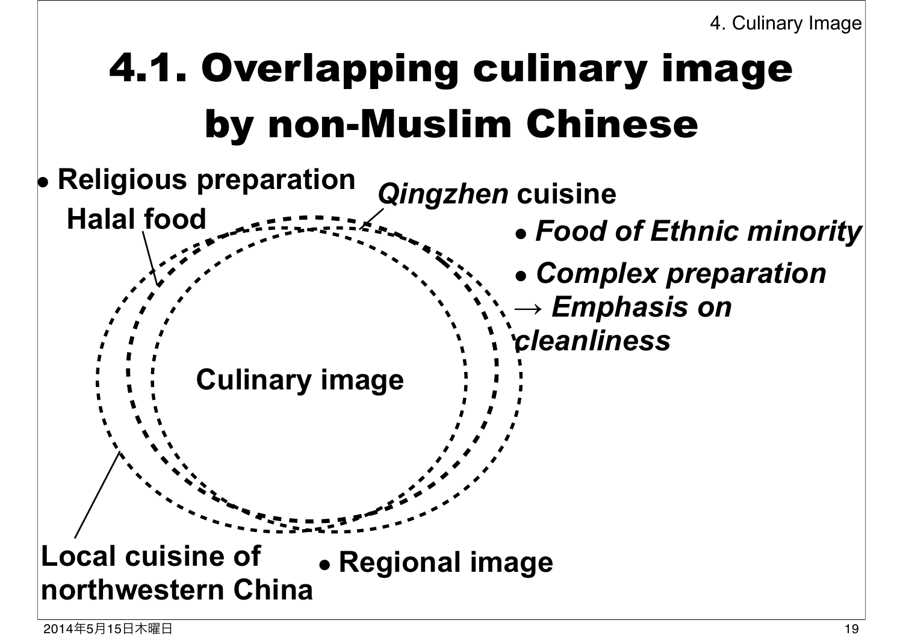# 4.1. Overlapping culinary image by non-Muslim Chinese

- Religious preparation

Halal food

*Qingzhen* cuisine

- *Food of Ethnic minority*
- *Complex preparation*
  → *Emphasis on cleanliness*

Culinary image

Local cuisine of northwestern China

- Regional image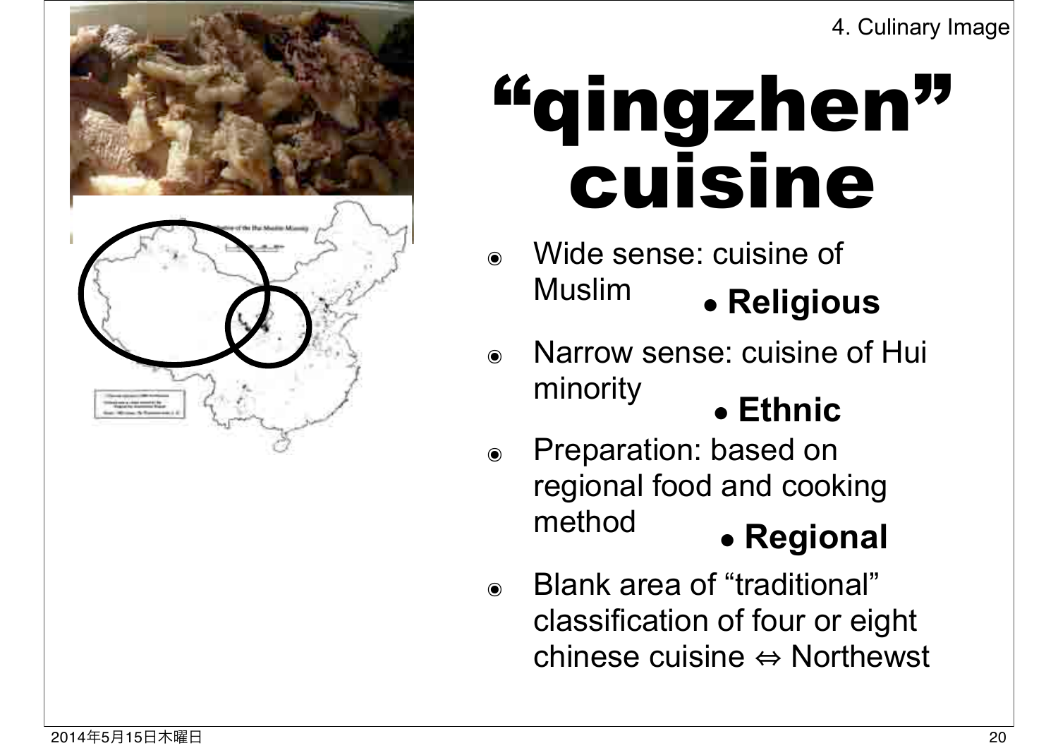4. Culinary Image

# "qingzhen" cuisine

- Wide sense: cuisine of Muslim
  - **Religious**
- Narrow sense: cuisine of Hui minority
  - **Ethnic**
- Preparation: based on regional food and cooking method
  - **Regional**
- Blank area of "traditional" classification of four or eight chinese cuisine ⇔ Northewst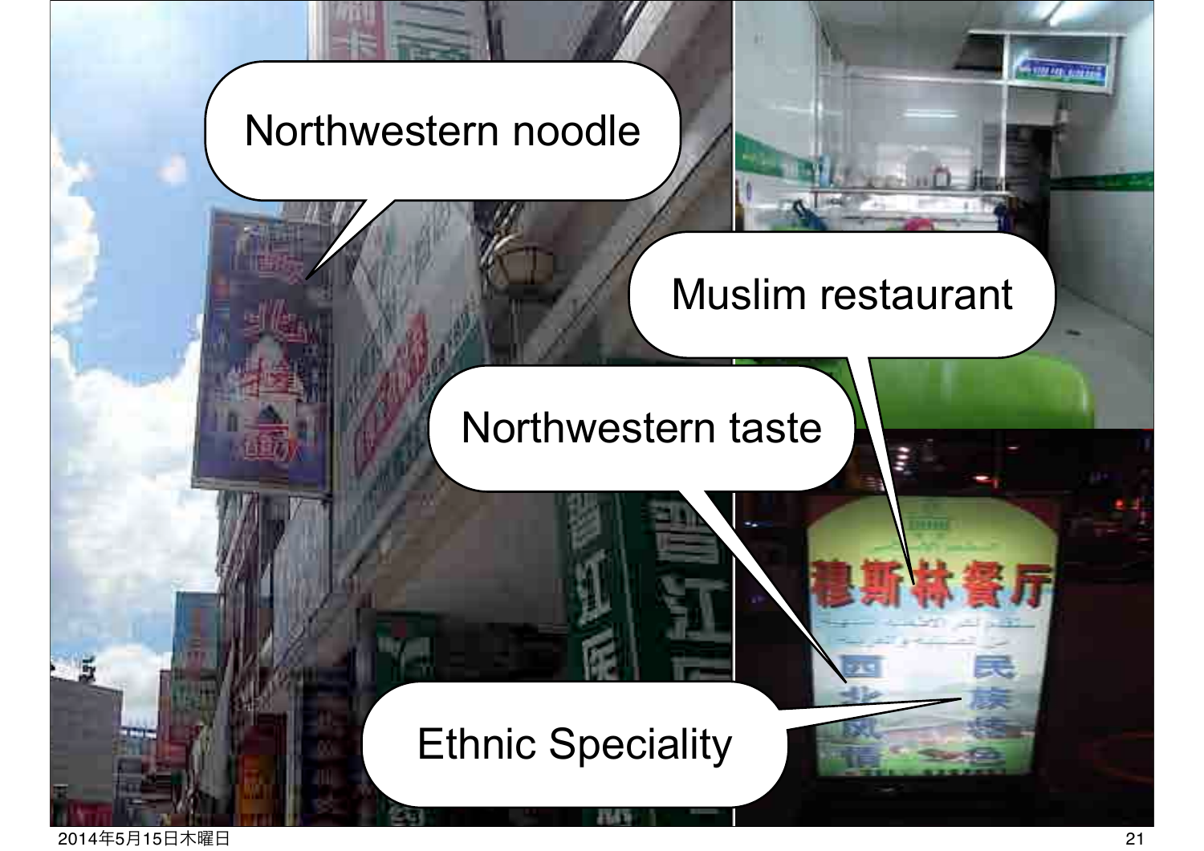Northwestern noodle

Muslim restaurant

Northwestern taste

Ethnic Speciality

穆斯林餐厅

西北风情

民族特色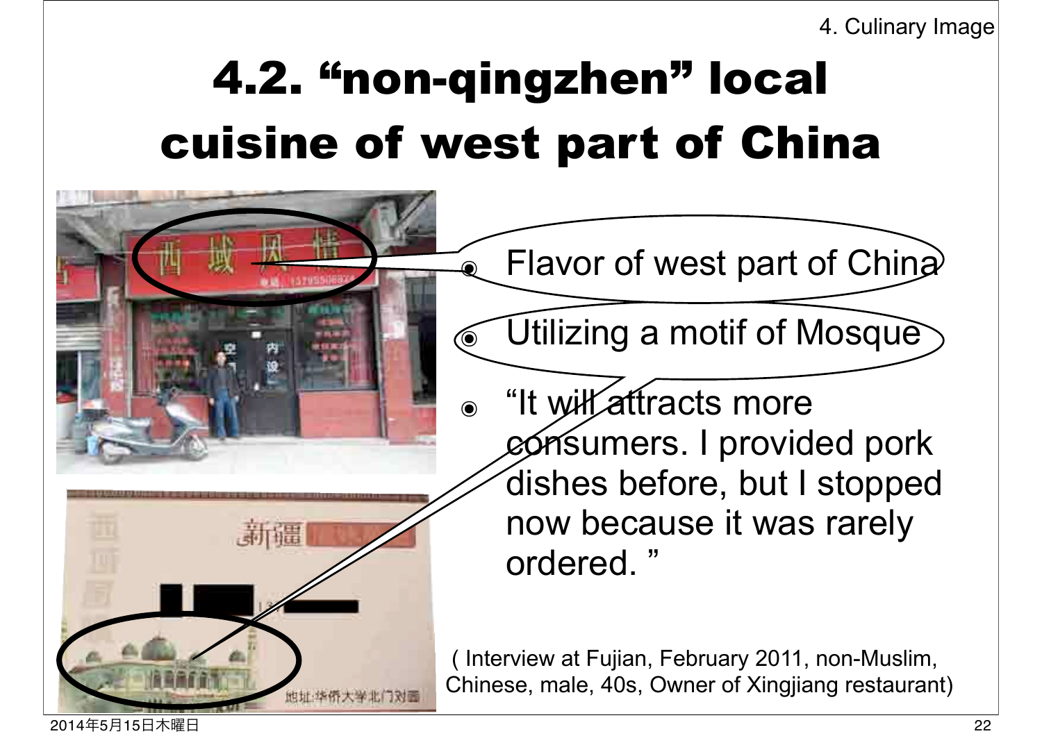# 4.2. "non-qingzhen" local cuisine of west part of China

- Flavor of west part of China
- Utilizing a motif of Mosque
- "It will attracts more consumers. I provided pork dishes before, but I stopped now because it was rarely ordered. "

( Interview at Fujian, February 2011, non-Muslim, Chinese, male, 40s, Owner of Xingjiang restaurant)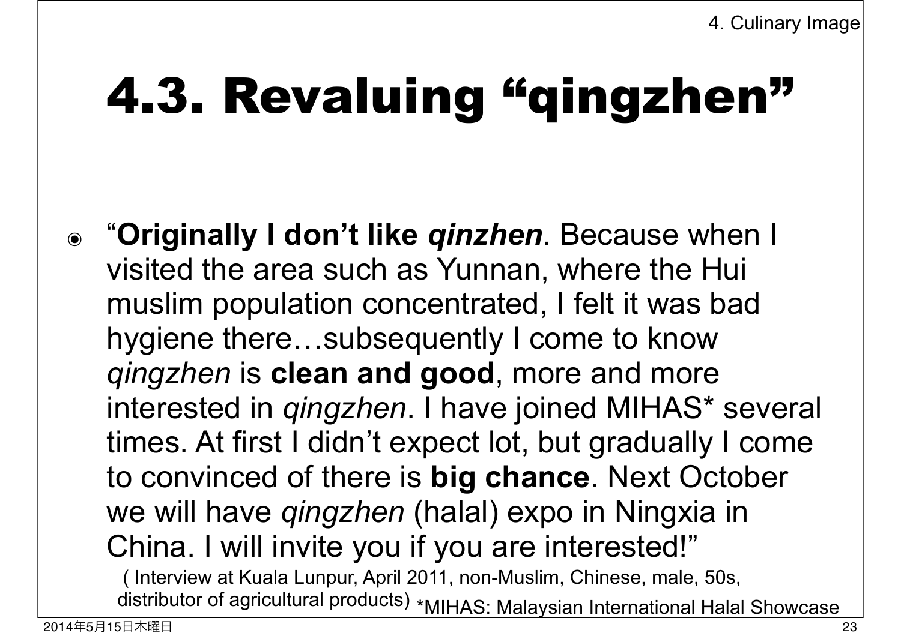# 4.3. Revaluing "qingzhen"

- "**Originally I don't like *qinzhen***. Because when I visited the area such as Yunnan, where the Hui muslim population concentrated, I felt it was bad hygiene there…subsequently I come to know *qingzhen* is **clean and good**, more and more interested in *qingzhen*. I have joined MIHAS* several times. At first I didn't expect lot, but gradually I come to convinced of there is **big chance**. Next October we will have *qingzhen* (halal) expo in Ningxia in China. I will invite you if you are interested!"

  ( Interview at Kuala Lunpur, April 2011, non-Muslim, Chinese, male, 50s, distributor of agricultural products) *MIHAS: Malaysian International Halal Showcase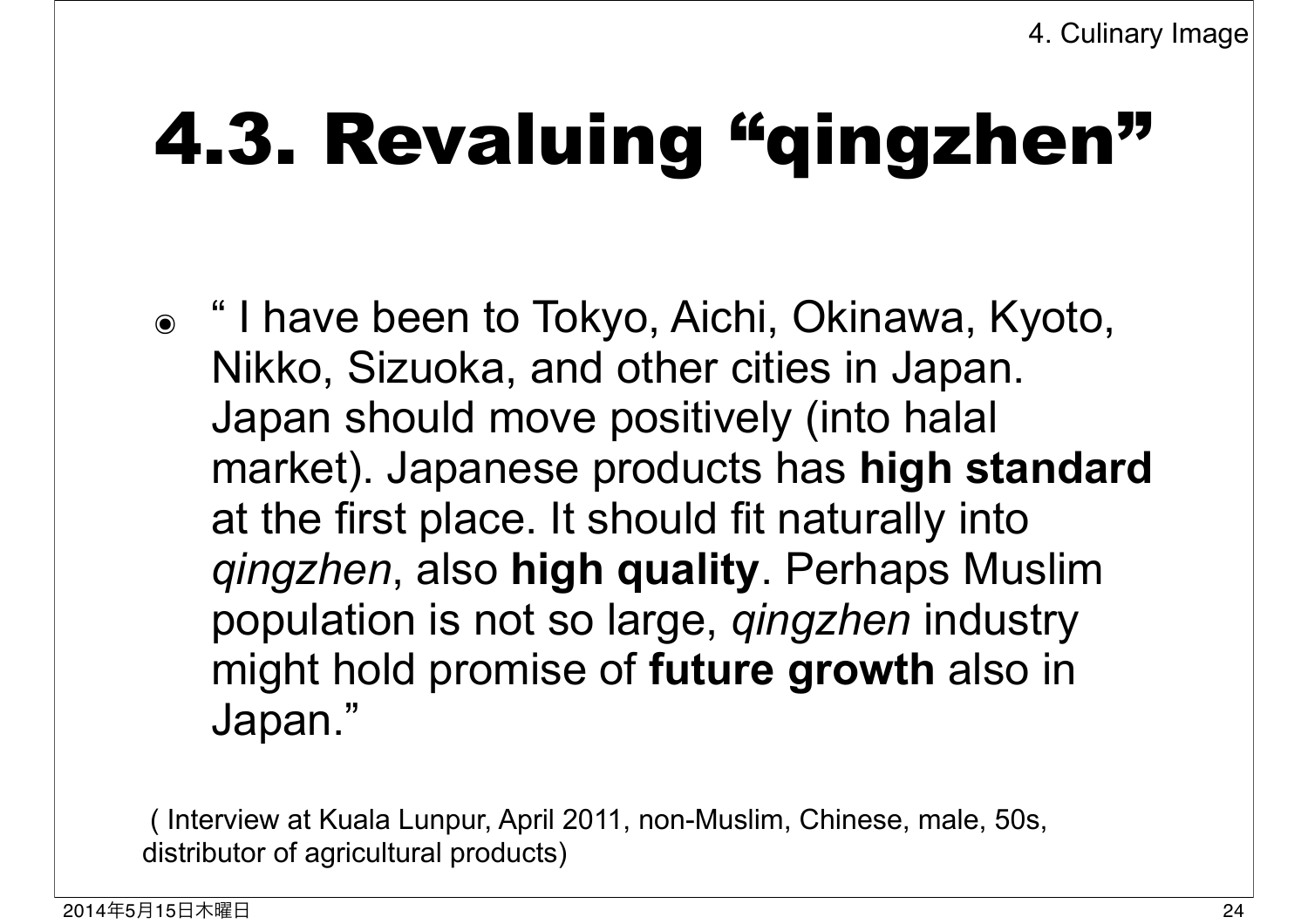# 4.3. Revaluing "qingzhen"

- " I have been to Tokyo, Aichi, Okinawa, Kyoto, Nikko, Sizuoka, and other cities in Japan. Japan should move positively (into halal market). Japanese products has **high standard** at the first place. It should fit naturally into *qingzhen*, also **high quality**. Perhaps Muslim population is not so large, *qingzhen* industry might hold promise of **future growth** also in Japan."

( Interview at Kuala Lunpur, April 2011, non-Muslim, Chinese, male, 50s, distributor of agricultural products)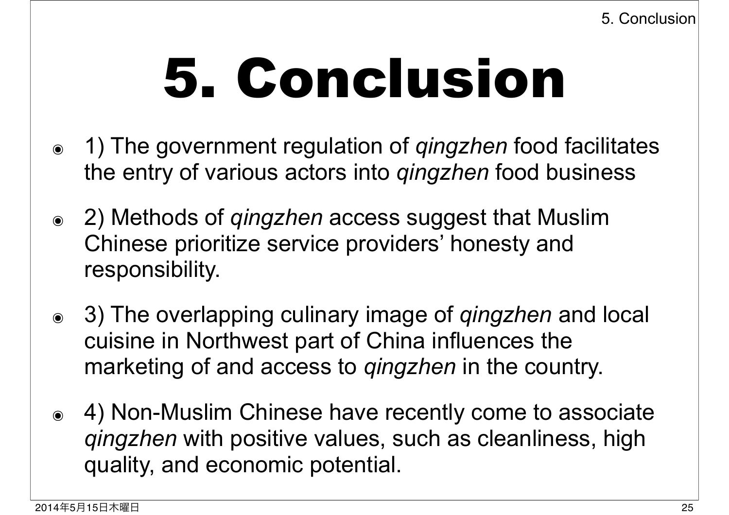# 5. Conclusion

- 1) The government regulation of *qingzhen* food facilitates the entry of various actors into *qingzhen* food business
- 2) Methods of *qingzhen* access suggest that Muslim Chinese prioritize service providers' honesty and responsibility.
- 3) The overlapping culinary image of *qingzhen* and local cuisine in Northwest part of China influences the marketing of and access to *qingzhen* in the country.
- 4) Non-Muslim Chinese have recently come to associate *qingzhen* with positive values, such as cleanliness, high quality, and economic potential.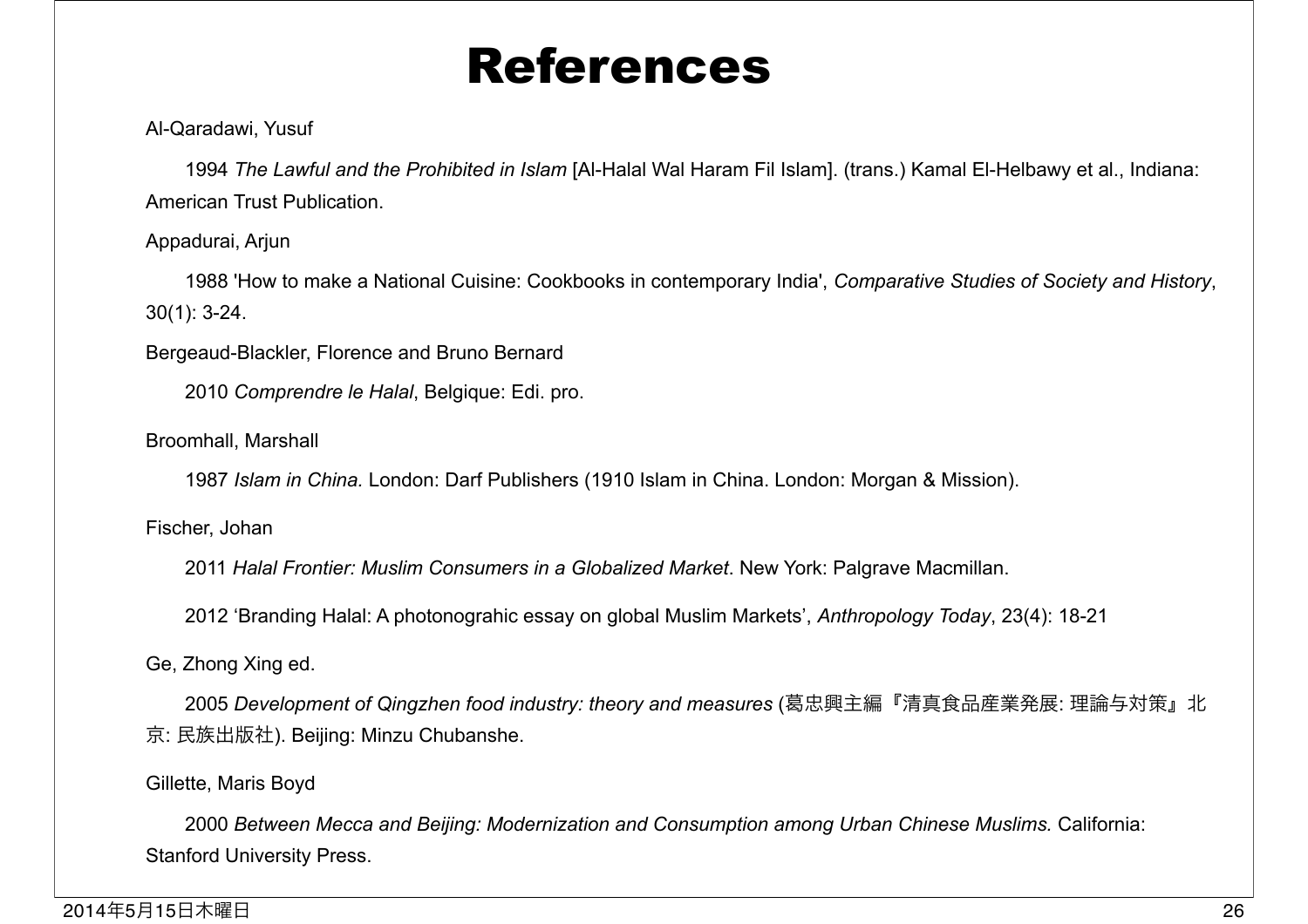# References

Al-Qaradawi, Yusuf

1994 *The Lawful and the Prohibited in Islam* [Al-Halal Wal Haram Fil Islam]. (trans.) Kamal El-Helbawy et al., Indiana: American Trust Publication.

Appadurai, Arjun

1988 'How to make a National Cuisine: Cookbooks in contemporary India', *Comparative Studies of Society and History*, 30(1): 3-24.

Bergeaud-Blackler, Florence and Bruno Bernard

2010 *Comprendre le Halal*, Belgique: Edi. pro.

Broomhall, Marshall

1987 *Islam in China.* London: Darf Publishers (1910 Islam in China. London: Morgan & Mission).

Fischer, Johan

2011 *Halal Frontier: Muslim Consumers in a Globalized Market*. New York: Palgrave Macmillan.

2012 'Branding Halal: A photonograhic essay on global Muslim Markets', *Anthropology Today*, 23(4): 18-21

Ge, Zhong Xing ed.

2005 *Development of Qingzhen food industry: theory and measures* (葛忠興主編『清真食品産業発展: 理論与対策』北京: 民族出版社). Beijing: Minzu Chubanshe.

Gillette, Maris Boyd

2000 *Between Mecca and Beijing: Modernization and Consumption among Urban Chinese Muslims.* California: Stanford University Press.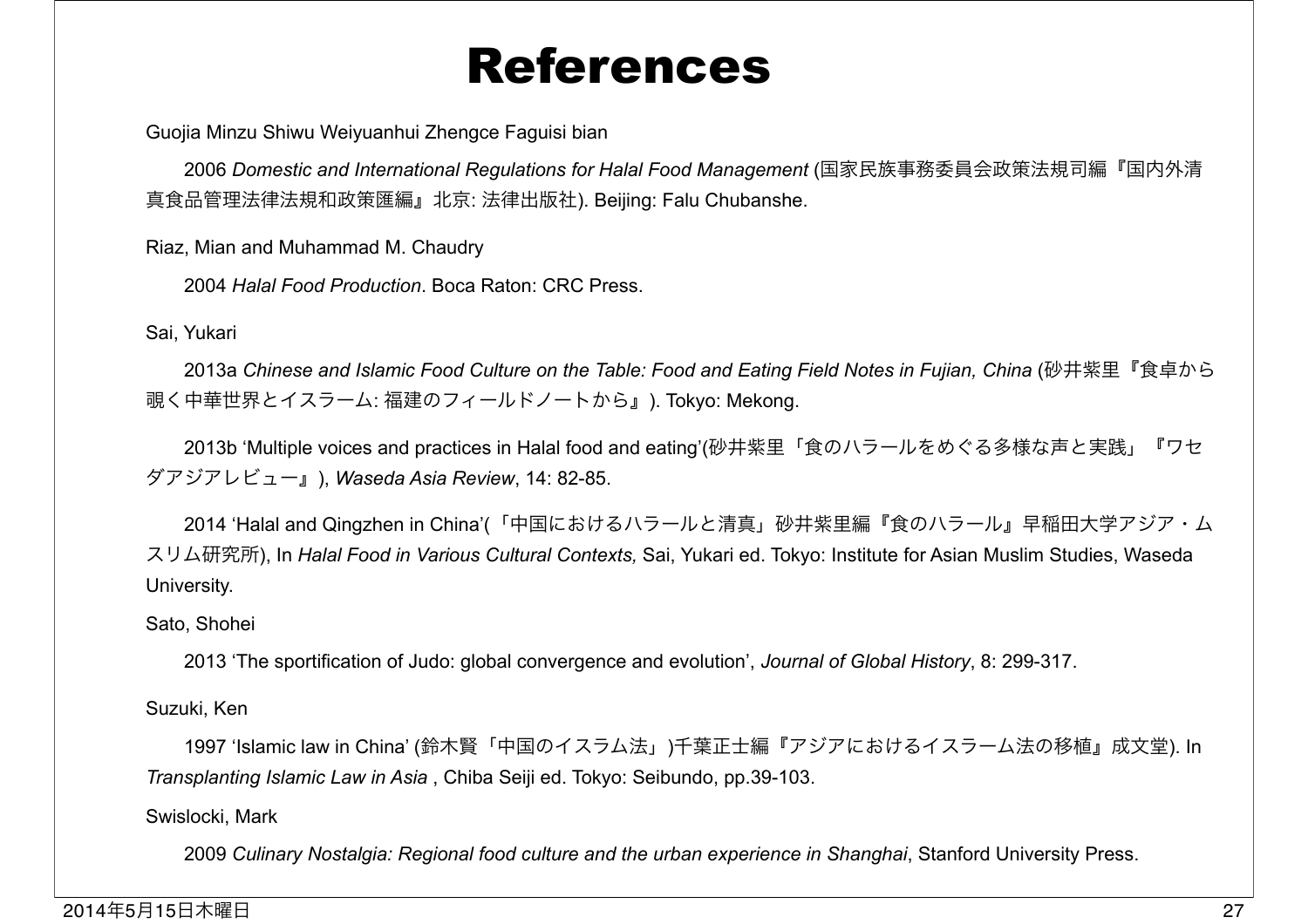# References

Guojia Minzu Shiwu Weiyuanhui Zhengce Faguisi bian

2006 *Domestic and International Regulations for Halal Food Management* (国家民族事務委員会政策法規司編『国内外清真食品管理法律法規和政策匯編』北京: 法律出版社). Beijing: Falu Chubanshe.

Riaz, Mian and Muhammad M. Chaudry

2004 *Halal Food Production*. Boca Raton: CRC Press.

Sai, Yukari

2013a *Chinese and Islamic Food Culture on the Table: Food and Eating Field Notes in Fujian, China* (砂井紫里『食卓から覗く中華世界とイスラーム: 福建のフィールドノートから』). Tokyo: Mekong.

2013b 'Multiple voices and practices in Halal food and eating'(砂井紫里「食のハラールをめぐる多様な声と実践」『ワセダアジアレビュー』), *Waseda Asia Review*, 14: 82-85.

2014 'Halal and Qingzhen in China'(「中国におけるハラールと清真」砂井紫里編『食のハラール』早稲田大学アジア・ムスリム研究所), In *Halal Food in Various Cultural Contexts,* Sai, Yukari ed. Tokyo: Institute for Asian Muslim Studies, Waseda University.

Sato, Shohei

2013 'The sportification of Judo: global convergence and evolution', *Journal of Global History*, 8: 299-317.

Suzuki, Ken

1997 'Islamic law in China' (鈴木賢「中国のイスラム法」)千葉正士編『アジアにおけるイスラーム法の移植』成文堂). In *Transplanting Islamic Law in Asia* , Chiba Seiji ed. Tokyo: Seibundo, pp.39-103.

Swislocki, Mark

2009 *Culinary Nostalgia: Regional food culture and the urban experience in Shanghai*, Stanford University Press.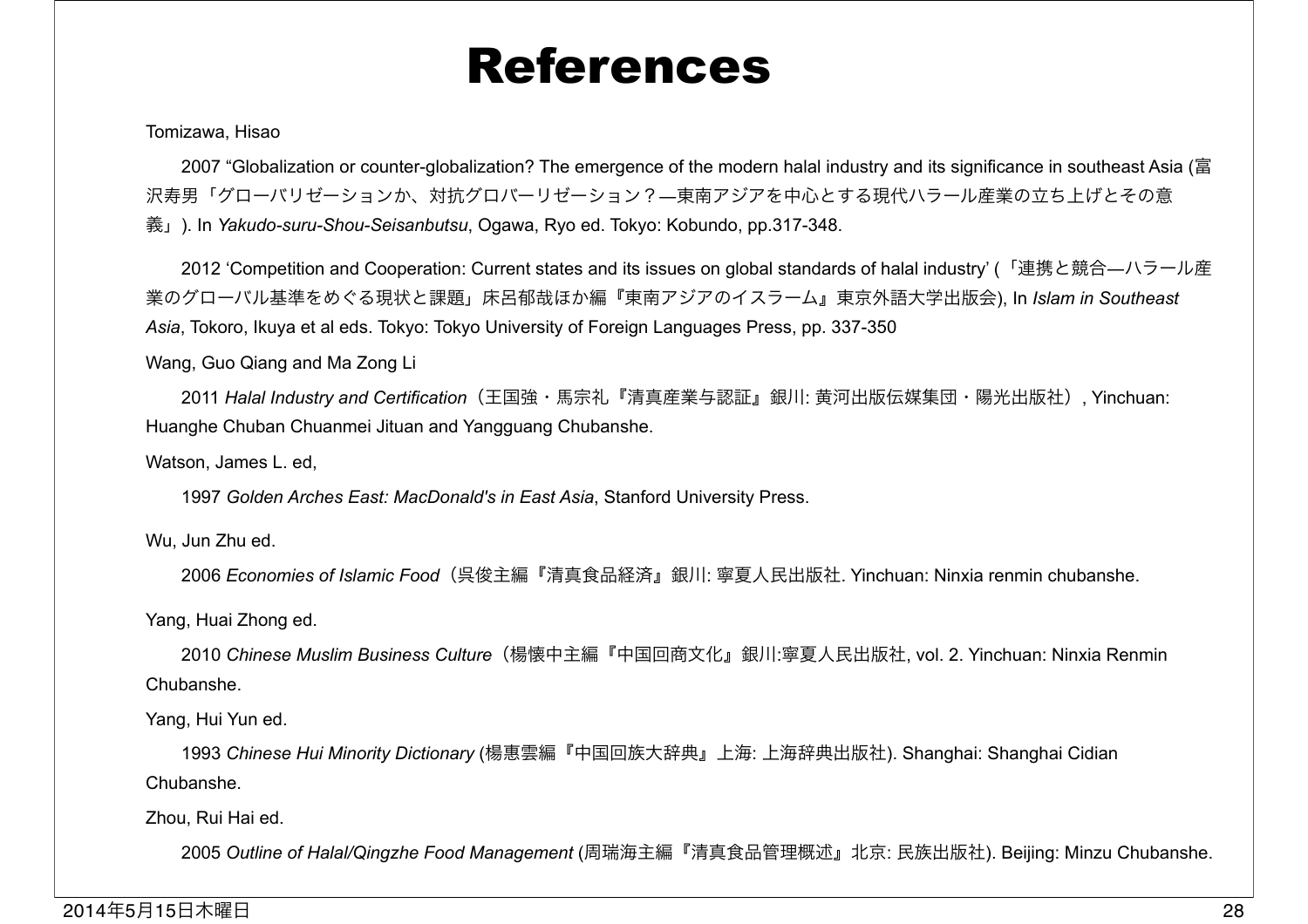# References

Tomizawa, Hisao

2007 “Globalization or counter-globalization? The emergence of the modern halal industry and its significance in southeast Asia (富沢寿男「グローバリゼーションか、対抗グロバーリゼーション？―東南アジアを中心とする現代ハラール産業の立ち上げとその意義」). In *Yakudo-suru-Shou-Seisanbutsu*, Ogawa, Ryo ed. Tokyo: Kobundo, pp.317-348.

2012 ‘Competition and Cooperation: Current states and its issues on global standards of halal industry’ (「連携と競合―ハラール産業のグローバル基準をめぐる現状と課題」床呂郁哉ほか編『東南アジアのイスラーム』東京外語大学出版会), In *Islam in Southeast Asia*, Tokoro, Ikuya et al eds. Tokyo: Tokyo University of Foreign Languages Press, pp. 337-350

Wang, Guo Qiang and Ma Zong Li

2011 *Halal Industry and Certification*（王国強・馬宗礼『清真産業与認証』銀川: 黄河出版伝媒集団・陽光出版社）, Yinchuan: Huanghe Chuban Chuanmei Jituan and Yangguang Chubanshe.

Watson, James L. ed,

1997 *Golden Arches East: MacDonald's in East Asia*, Stanford University Press.

Wu, Jun Zhu ed.

2006 *Economies of Islamic Food*（呉俊主編『清真食品経済』銀川: 寧夏人民出版社. Yinchuan: Ninxia renmin chubanshe.

Yang, Huai Zhong ed.

2010 *Chinese Muslim Business Culture*（楊懐中主編『中国回商文化』銀川:寧夏人民出版社, vol. 2. Yinchuan: Ninxia Renmin Chubanshe.

Yang, Hui Yun ed.

1993 *Chinese Hui Minority Dictionary* (楊惠雲編『中国回族大辞典』上海: 上海辞典出版社). Shanghai: Shanghai Cidian Chubanshe.

Zhou, Rui Hai ed.

2005 *Outline of Halal/Qingzhe Food Management* (周瑞海主編『清真食品管理概述』北京: 民族出版社). Beijing: Minzu Chubanshe.